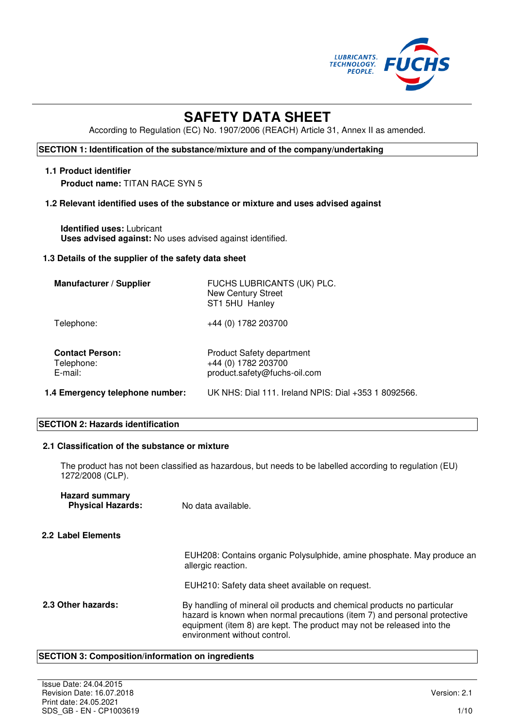# SAFETY DATA SHEET

According to Regulation (EC) No. 1907/2006 (REACH) Article 31, Annex II as amended.

## SECTION 1: Identification of the substance/mixture and of the company/undertaking

### 1.1 Product identifier

**Product name:** TITAN RACE SYN 5

### 1.2 Relevant identified uses of the substance or mixture and uses advised against

**Identified uses:** Lubricant
**Uses advised against:** No uses advised against identified.

### 1.3 Details of the supplier of the safety data sheet

| | |
|---|---|
| **Manufacturer / Supplier** | FUCHS LUBRICANTS (UK) PLC.<br>New Century Street<br>ST1 5HU Hanley |
| Telephone: | +44 (0) 1782 203700 |
| **Contact Person:** | Product Safety department |
| Telephone: | +44 (0) 1782 203700 |
| E-mail: | product.safety@fuchs-oil.com |

**1.4 Emergency telephone number:** UK NHS: Dial 111. Ireland NPIS: Dial +353 1 8092566.

## SECTION 2: Hazards identification

### 2.1 Classification of the substance or mixture

The product has not been classified as hazardous, but needs to be labelled according to regulation (EU) 1272/2008 (CLP).

**Hazard summary**
**Physical Hazards:** No data available.

### 2.2 Label Elements

EUH208: Contains organic Polysulphide, amine phosphate. May produce an allergic reaction.

EUH210: Safety data sheet available on request.

**2.3 Other hazards:** By handling of mineral oil products and chemical products no particular hazard is known when normal precautions (item 7) and personal protective equipment (item 8) are kept. The product may not be released into the environment without control.

## SECTION 3: Composition/information on ingredients

Issue Date: 24.04.2015
Revision Date: 16.07.2018
Print date: 24.05.2021
SDS_GB - EN - CP1003619
Version: 2.1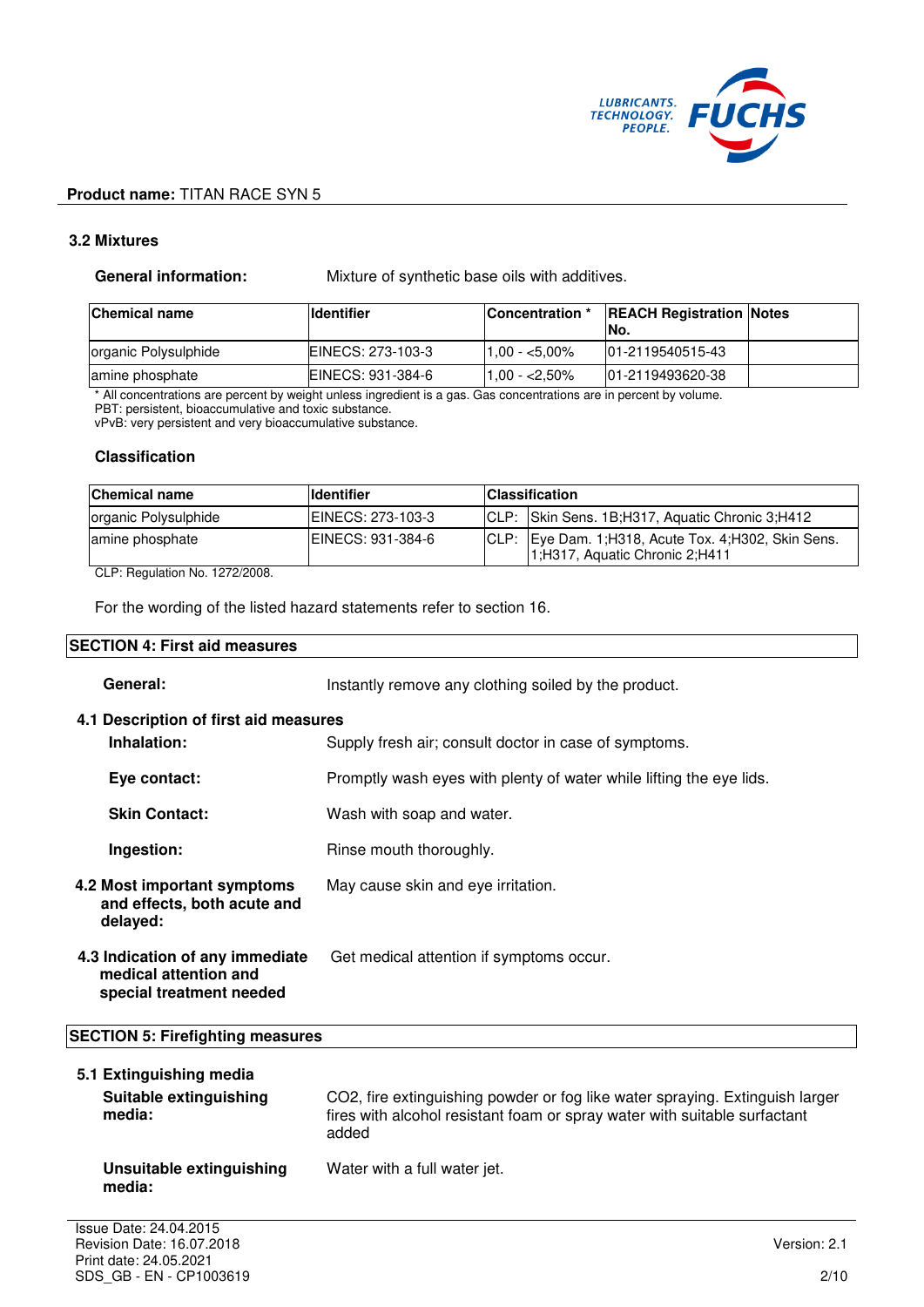**Product name:** TITAN RACE SYN 5

### 3.2 Mixtures

**General information:** Mixture of synthetic base oils with additives.

| Chemical name | Identifier | Concentration * | REACH Registration No. | Notes |
|---|---|---|---|---|
| organic Polysulphide | EINECS: 273-103-3 | 1,00 - <5,00% | 01-2119540515-43 | |
| amine phosphate | EINECS: 931-384-6 | 1,00 - <2,50% | 01-2119493620-38 | |

\* All concentrations are percent by weight unless ingredient is a gas. Gas concentrations are in percent by volume.
PBT: persistent, bioaccumulative and toxic substance.
vPvB: very persistent and very bioaccumulative substance.

**Classification**

| Chemical name | Identifier | Classification | |
|---|---|---|---|
| organic Polysulphide | EINECS: 273-103-3 | CLP: | Skin Sens. 1B;H317, Aquatic Chronic 3;H412 |
| amine phosphate | EINECS: 931-384-6 | CLP: | Eye Dam. 1;H318, Acute Tox. 4;H302, Skin Sens. 1;H317, Aquatic Chronic 2;H411 |

CLP: Regulation No. 1272/2008.

For the wording of the listed hazard statements refer to section 16.

## SECTION 4: First aid measures

**General:** Instantly remove any clothing soiled by the product.

### 4.1 Description of first aid measures

**Inhalation:** Supply fresh air; consult doctor in case of symptoms.

**Eye contact:** Promptly wash eyes with plenty of water while lifting the eye lids.

**Skin Contact:** Wash with soap and water.

**Ingestion:** Rinse mouth thoroughly.

**4.2 Most important symptoms and effects, both acute and delayed:** May cause skin and eye irritation.

**4.3 Indication of any immediate medical attention and special treatment needed** Get medical attention if symptoms occur.

## SECTION 5: Firefighting measures

### 5.1 Extinguishing media

**Suitable extinguishing media:** $CO_2$, fire extinguishing powder or fog like water spraying. Extinguish larger fires with alcohol resistant foam or spray water with suitable surfactant added

**Unsuitable extinguishing media:** Water with a full water jet.

Issue Date: 24.04.2015
Revision Date: 16.07.2018
Print date: 24.05.2021
SDS_GB - EN - CP1003619

Version: 2.1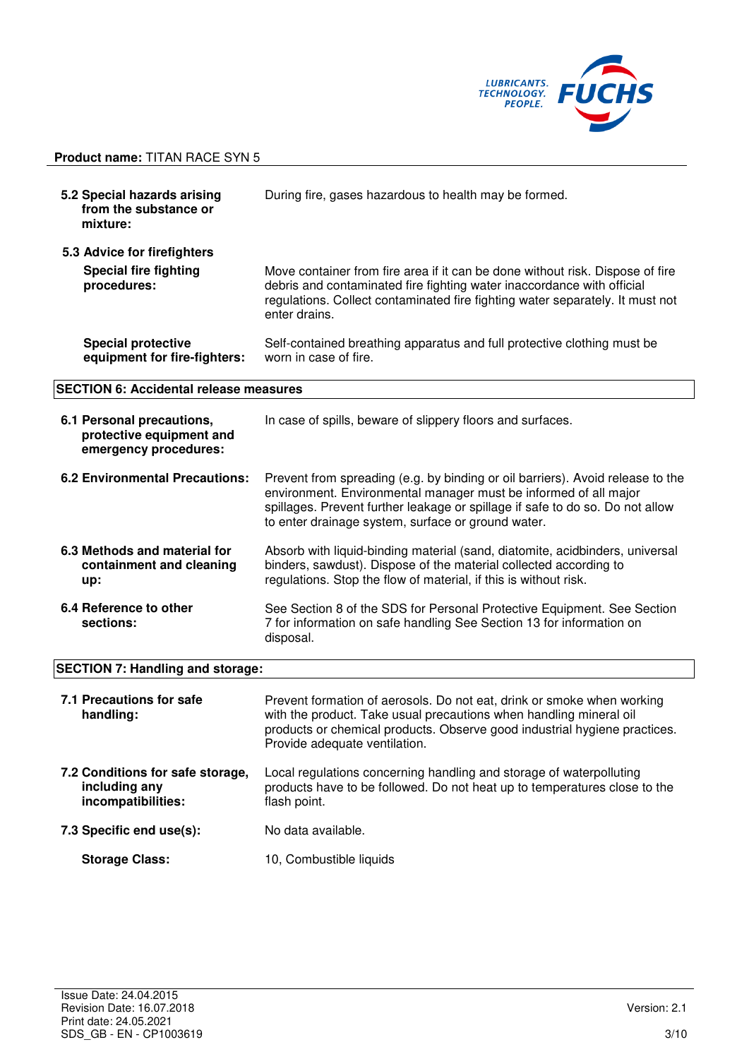**Product name:** TITAN RACE SYN 5

| | |
|---|---|
| **5.2 Special hazards arising from the substance or mixture:** | During fire, gases hazardous to health may be formed. |

**5.3 Advice for firefighters**

| | |
|---|---|
| **Special fire fighting procedures:** | Move container from fire area if it can be done without risk. Dispose of fire debris and contaminated fire fighting water inaccordance with official regulations. Collect contaminated fire fighting water separately. It must not enter drains. |
| **Special protective equipment for fire-fighters:** | Self-contained breathing apparatus and full protective clothing must be worn in case of fire. |

## SECTION 6: Accidental release measures

| | |
|---|---|
| **6.1 Personal precautions, protective equipment and emergency procedures:** | In case of spills, beware of slippery floors and surfaces. |
| **6.2 Environmental Precautions:** | Prevent from spreading (e.g. by binding or oil barriers). Avoid release to the environment. Environmental manager must be informed of all major spillages. Prevent further leakage or spillage if safe to do so. Do not allow to enter drainage system, surface or ground water. |
| **6.3 Methods and material for containment and cleaning up:** | Absorb with liquid-binding material (sand, diatomite, acidbinders, universal binders, sawdust). Dispose of the material collected according to regulations. Stop the flow of material, if this is without risk. |
| **6.4 Reference to other sections:** | See Section 8 of the SDS for Personal Protective Equipment. See Section 7 for information on safe handling See Section 13 for information on disposal. |

## SECTION 7: Handling and storage:

| | |
|---|---|
| **7.1 Precautions for safe handling:** | Prevent formation of aerosols. Do not eat, drink or smoke when working with the product. Take usual precautions when handling mineral oil products or chemical products. Observe good industrial hygiene practices. Provide adequate ventilation. |
| **7.2 Conditions for safe storage, including any incompatibilities:** | Local regulations concerning handling and storage of waterpolluting products have to be followed. Do not heat up to temperatures close to the flash point. |
| **7.3 Specific end use(s):** | No data available. |
| **Storage Class:** | 10, Combustible liquids |

Issue Date: 24.04.2015
Revision Date: 16.07.2018
Print date: 24.05.2021
SDS_GB - EN - CP1003619
Version: 2.1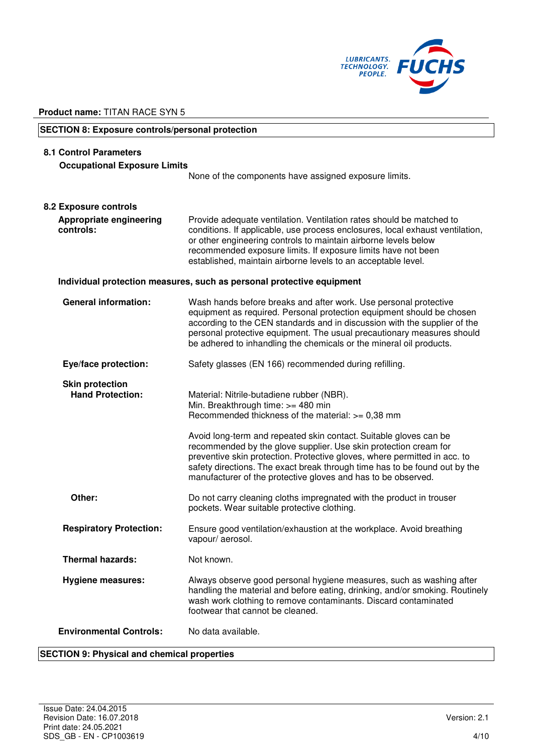**Product name:** TITAN RACE SYN 5

## SECTION 8: Exposure controls/personal protection

### 8.1 Control Parameters

**Occupational Exposure Limits**

None of the components have assigned exposure limits.

### 8.2 Exposure controls

**Appropriate engineering controls:** Provide adequate ventilation. Ventilation rates should be matched to conditions. If applicable, use process enclosures, local exhaust ventilation, or other engineering controls to maintain airborne levels below recommended exposure limits. If exposure limits have not been established, maintain airborne levels to an acceptable level.

**Individual protection measures, such as personal protective equipment**

**General information:** Wash hands before breaks and after work. Use personal protective equipment as required. Personal protection equipment should be chosen according to the CEN standards and in discussion with the supplier of the personal protective equipment. The usual precautionary measures should be adhered to inhandling the chemicals or the mineral oil products.

**Eye/face protection:** Safety glasses (EN 166) recommended during refilling.

**Skin protection**

**Hand Protection:**

Material: Nitrile-butadiene rubber (NBR).
Min. Breakthrough time: >= 480 min
Recommended thickness of the material: >= 0,38 mm

Avoid long-term and repeated skin contact. Suitable gloves can be recommended by the glove supplier. Use skin protection cream for preventive skin protection. Protective gloves, where permitted in acc. to safety directions. The exact break through time has to be found out by the manufacturer of the protective gloves and has to be observed.

**Other:** Do not carry cleaning cloths impregnated with the product in trouser pockets. Wear suitable protective clothing.

**Respiratory Protection:** Ensure good ventilation/exhaustion at the workplace. Avoid breathing vapour/ aerosol.

**Thermal hazards:** Not known.

**Hygiene measures:** Always observe good personal hygiene measures, such as washing after handling the material and before eating, drinking, and/or smoking. Routinely wash work clothing to remove contaminants. Discard contaminated footwear that cannot be cleaned.

**Environmental Controls:** No data available.

## SECTION 9: Physical and chemical properties

Issue Date: 24.04.2015
Revision Date: 16.07.2018
Print date: 24.05.2021
SDS_GB - EN - CP1003619

Version: 2.1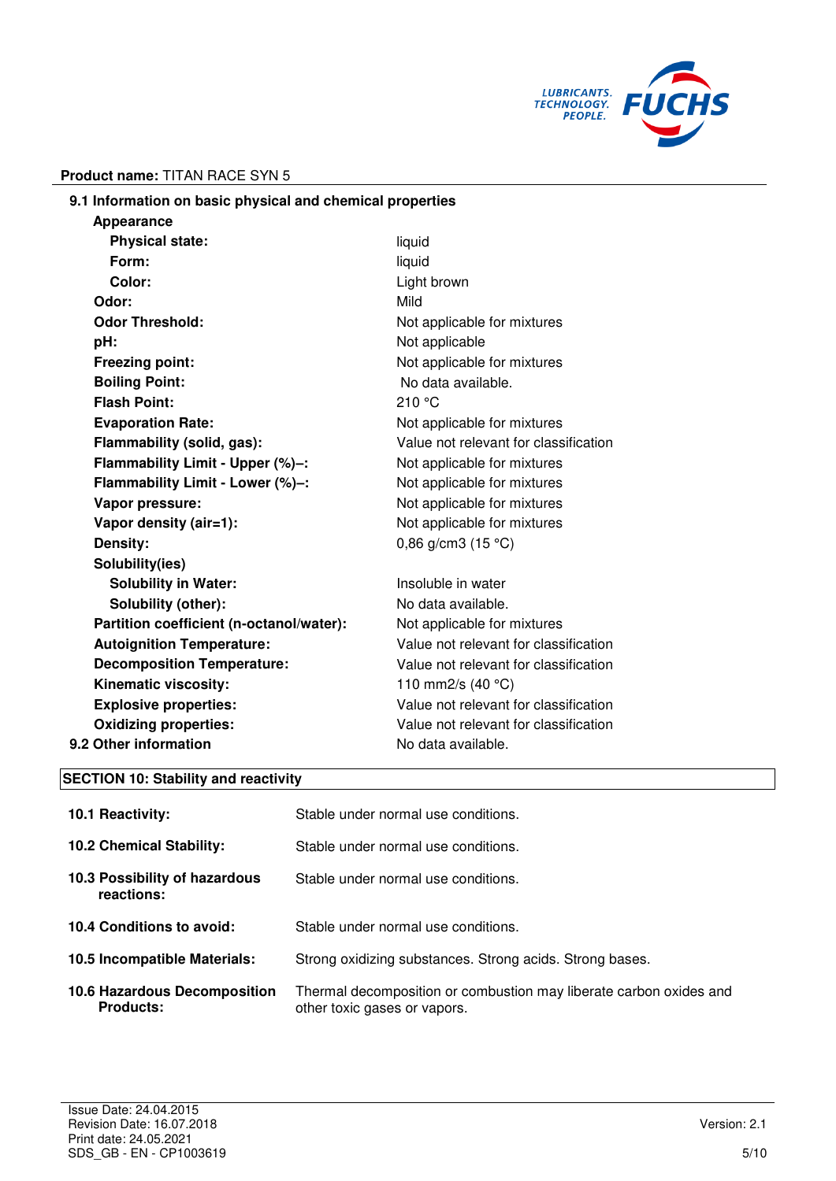**Product name:** TITAN RACE SYN 5

### 9.1 Information on basic physical and chemical properties

| Property | Value |
|---|---|
| **Appearance** | |
| **Physical state:** | liquid |
| **Form:** | liquid |
| **Color:** | Light brown |
| **Odor:** | Mild |
| **Odor Threshold:** | Not applicable for mixtures |
| **pH:** | Not applicable |
| **Freezing point:** | Not applicable for mixtures |
| **Boiling Point:** | No data available. |
| **Flash Point:** | 210 °C |
| **Evaporation Rate:** | Not applicable for mixtures |
| **Flammability (solid, gas):** | Value not relevant for classification |
| **Flammability Limit - Upper (%)–:** | Not applicable for mixtures |
| **Flammability Limit - Lower (%)–:** | Not applicable for mixtures |
| **Vapor pressure:** | Not applicable for mixtures |
| **Vapor density (air=1):** | Not applicable for mixtures |
| **Density:** | 0,86 g/cm3 (15 °C) |
| **Solubility(ies)** | |
| **Solubility in Water:** | Insoluble in water |
| **Solubility (other):** | No data available. |
| **Partition coefficient (n-octanol/water):** | Not applicable for mixtures |
| **Autoignition Temperature:** | Value not relevant for classification |
| **Decomposition Temperature:** | Value not relevant for classification |
| **Kinematic viscosity:** | 110 mm2/s (40 °C) |
| **Explosive properties:** | Value not relevant for classification |
| **Oxidizing properties:** | Value not relevant for classification |

**9.2 Other information** No data available.

## SECTION 10: Stability and reactivity

| | |
|---|---|
| **10.1 Reactivity:** | Stable under normal use conditions. |
| **10.2 Chemical Stability:** | Stable under normal use conditions. |
| **10.3 Possibility of hazardous reactions:** | Stable under normal use conditions. |
| **10.4 Conditions to avoid:** | Stable under normal use conditions. |
| **10.5 Incompatible Materials:** | Strong oxidizing substances. Strong acids. Strong bases. |
| **10.6 Hazardous Decomposition Products:** | Thermal decomposition or combustion may liberate carbon oxides and other toxic gases or vapors. |

Issue Date: 24.04.2015
Revision Date: 16.07.2018
Print date: 24.05.2021
SDS_GB - EN - CP1003619

Version: 2.1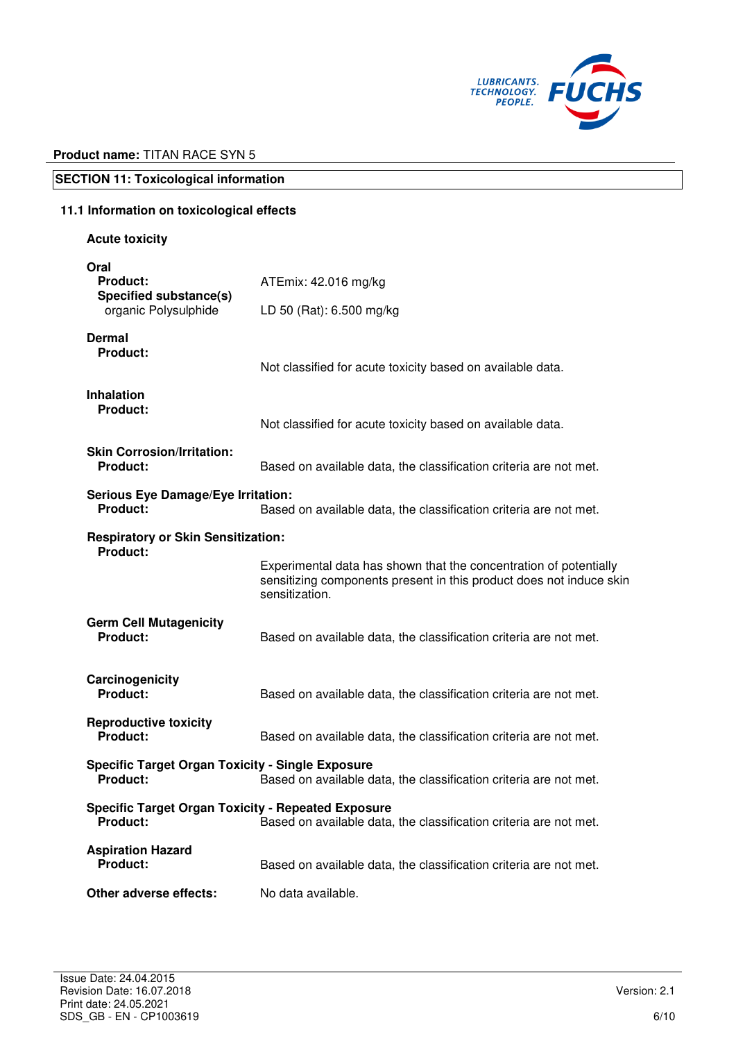**Product name:** TITAN RACE SYN 5

## SECTION 11: Toxicological information

### 11.1 Information on toxicological effects

**Acute toxicity**

**Oral**

| | |
|---|---|
| **Product:** | ATEmix: 42.016 mg/kg |
| **Specified substance(s)** organic Polysulphide | LD 50 (Rat): 6.500 mg/kg |

**Dermal**

| | |
|---|---|
| **Product:** | Not classified for acute toxicity based on available data. |

**Inhalation**

| | |
|---|---|
| **Product:** | Not classified for acute toxicity based on available data. |

**Skin Corrosion/Irritation:**

| | |
|---|---|
| **Product:** | Based on available data, the classification criteria are not met. |

**Serious Eye Damage/Eye Irritation:**

| | |
|---|---|
| **Product:** | Based on available data, the classification criteria are not met. |

**Respiratory or Skin Sensitization:**

| | |
|---|---|
| **Product:** | Experimental data has shown that the concentration of potentially sensitizing components present in this product does not induce skin sensitization. |

**Germ Cell Mutagenicity**

| | |
|---|---|
| **Product:** | Based on available data, the classification criteria are not met. |

**Carcinogenicity**

| | |
|---|---|
| **Product:** | Based on available data, the classification criteria are not met. |

**Reproductive toxicity**

| | |
|---|---|
| **Product:** | Based on available data, the classification criteria are not met. |

**Specific Target Organ Toxicity - Single Exposure**

| | |
|---|---|
| **Product:** | Based on available data, the classification criteria are not met. |

**Specific Target Organ Toxicity - Repeated Exposure**

| | |
|---|---|
| **Product:** | Based on available data, the classification criteria are not met. |

**Aspiration Hazard**

| | |
|---|---|
| **Product:** | Based on available data, the classification criteria are not met. |

**Other adverse effects:** No data available.

Issue Date: 24.04.2015
Revision Date: 16.07.2018
Print date: 24.05.2021
SDS_GB - EN - CP1003619

Version: 2.1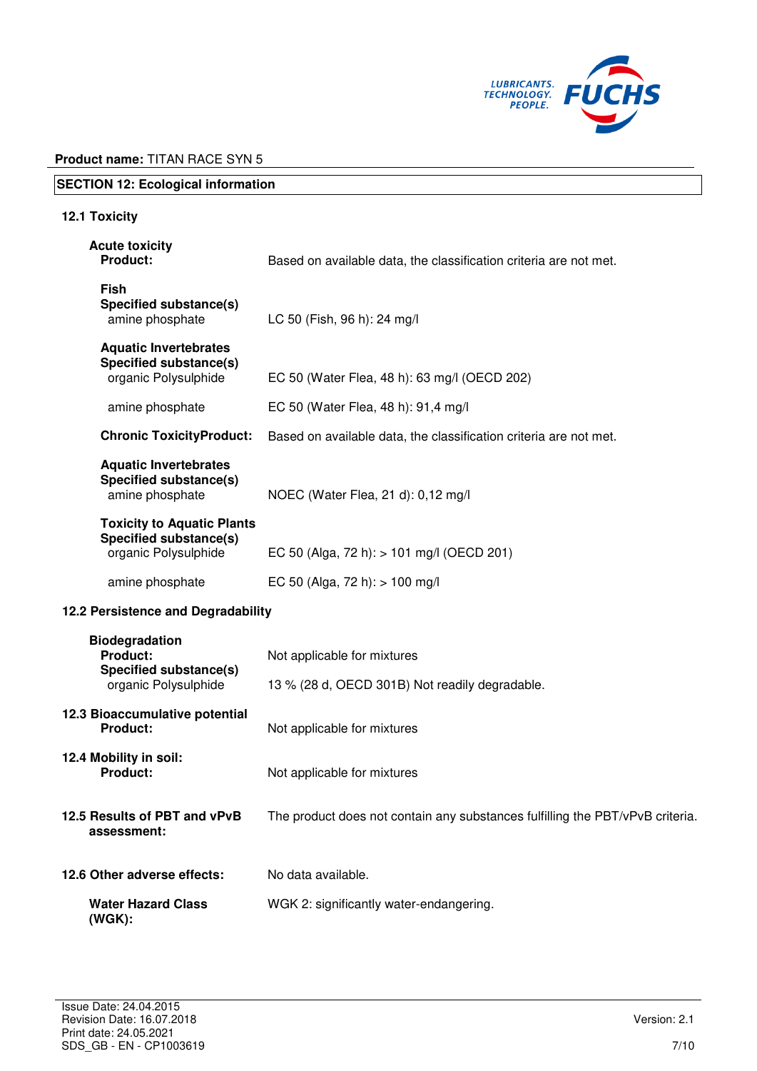**Product name:** TITAN RACE SYN 5

## SECTION 12: Ecological information

### 12.1 Toxicity

**Acute toxicity**

| | |
|---|---|
| **Product:** | Based on available data, the classification criteria are not met. |
| **Fish** | |
| **Specified substance(s)** | |
| amine phosphate | LC 50 (Fish, 96 h): 24 mg/l |
| **Aquatic Invertebrates** | |
| **Specified substance(s)** | |
| organic Polysulphide | EC 50 (Water Flea, 48 h): 63 mg/l (OECD 202) |
| amine phosphate | EC 50 (Water Flea, 48 h): 91,4 mg/l |
| **Chronic ToxicityProduct:** | Based on available data, the classification criteria are not met. |
| **Aquatic Invertebrates** | |
| **Specified substance(s)** | |
| amine phosphate | NOEC (Water Flea, 21 d): 0,12 mg/l |
| **Toxicity to Aquatic Plants** | |
| **Specified substance(s)** | |
| organic Polysulphide | EC 50 (Alga, 72 h): > 101 mg/l (OECD 201) |
| amine phosphate | EC 50 (Alga, 72 h): > 100 mg/l |

### 12.2 Persistence and Degradability

**Biodegradation**

| | |
|---|---|
| **Product:** | Not applicable for mixtures |
| **Specified substance(s)** | |
| organic Polysulphide | 13 % (28 d, OECD 301B) Not readily degradable. |

### 12.3 Bioaccumulative potential

| | |
|---|---|
| **Product:** | Not applicable for mixtures |

### 12.4 Mobility in soil:

| | |
|---|---|
| **Product:** | Not applicable for mixtures |

### 12.5 Results of PBT and vPvB assessment:

The product does not contain any substances fulfilling the PBT/vPvB criteria.

### 12.6 Other adverse effects:

No data available.

**Water Hazard Class (WGK):** WGK 2: significantly water-endangering.

Issue Date: 24.04.2015
Revision Date: 16.07.2018
Print date: 24.05.2021
SDS_GB - EN - CP1003619

Version: 2.1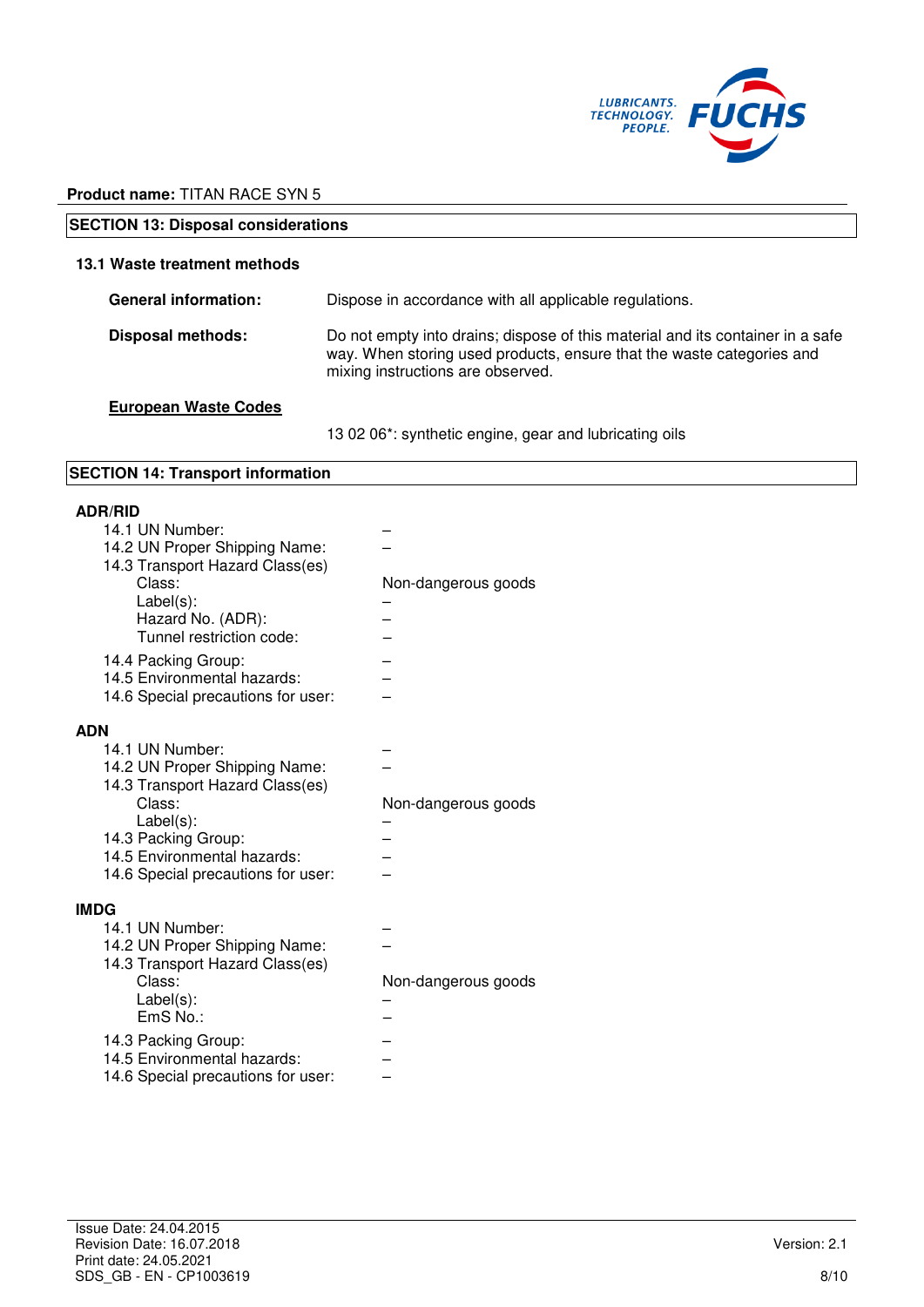**Product name:** TITAN RACE SYN 5

## SECTION 13: Disposal considerations

### 13.1 Waste treatment methods

**General information:** Dispose in accordance with all applicable regulations.

**Disposal methods:** Do not empty into drains; dispose of this material and its container in a safe way. When storing used products, ensure that the waste categories and mixing instructions are observed.

**European Waste Codes**

13 02 06*: synthetic engine, gear and lubricating oils

## SECTION 14: Transport information

**ADR/RID**

| | |
|---|---|
| 14.1 UN Number: | – |
| 14.2 UN Proper Shipping Name: | – |
| 14.3 Transport Hazard Class(es) | |
| Class: | Non-dangerous goods |
| Label(s): | – |
| Hazard No. (ADR): | – |
| Tunnel restriction code: | – |
| 14.4 Packing Group: | – |
| 14.5 Environmental hazards: | – |
| 14.6 Special precautions for user: | – |

**ADN**

| | |
|---|---|
| 14.1 UN Number: | – |
| 14.2 UN Proper Shipping Name: | – |
| 14.3 Transport Hazard Class(es) | |
| Class: | Non-dangerous goods |
| Label(s): | – |
| 14.3 Packing Group: | – |
| 14.5 Environmental hazards: | – |
| 14.6 Special precautions for user: | – |

**IMDG**

| | |
|---|---|
| 14.1 UN Number: | – |
| 14.2 UN Proper Shipping Name: | – |
| 14.3 Transport Hazard Class(es) | |
| Class: | Non-dangerous goods |
| Label(s): | – |
| EmS No.: | – |
| 14.3 Packing Group: | – |
| 14.5 Environmental hazards: | – |
| 14.6 Special precautions for user: | – |

Issue Date: 24.04.2015
Revision Date: 16.07.2018
Print date: 24.05.2021
SDS_GB - EN - CP1003619

Version: 2.1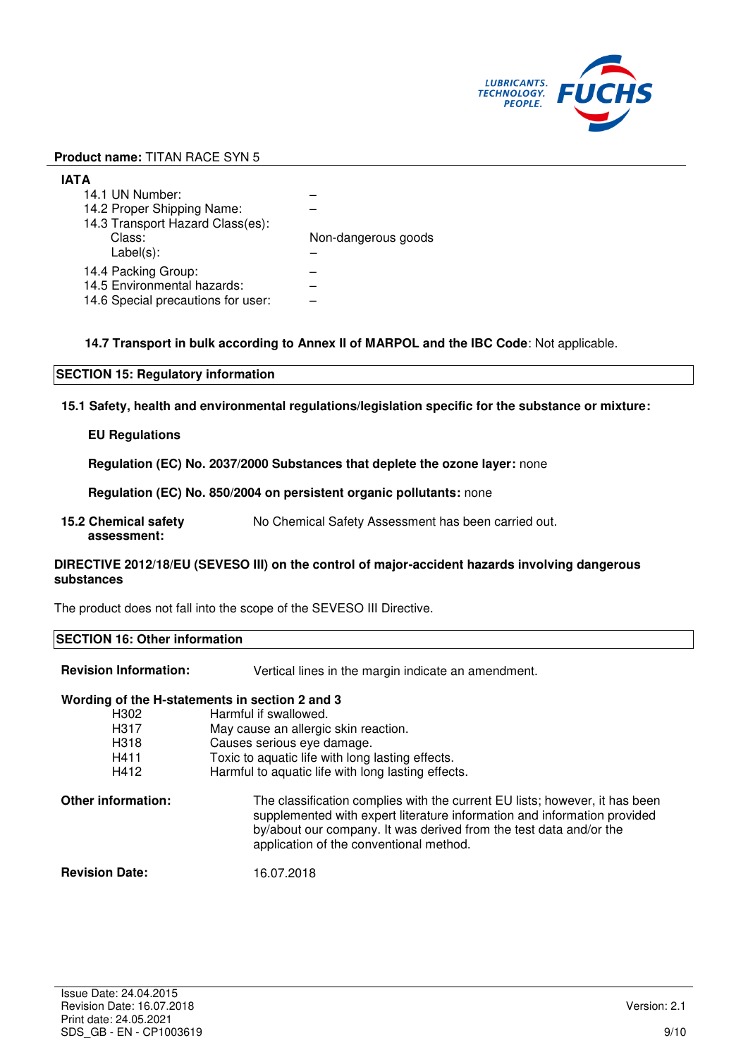**Product name:** TITAN RACE SYN 5

**IATA**

| | |
|---|---|
| 14.1 UN Number: | – |
| 14.2 Proper Shipping Name: | – |
| 14.3 Transport Hazard Class(es): | |
| Class: | Non-dangerous goods |
| Label(s): | – |
| 14.4 Packing Group: | – |
| 14.5 Environmental hazards: | – |
| 14.6 Special precautions for user: | – |

**14.7 Transport in bulk according to Annex II of MARPOL and the IBC Code**: Not applicable.

## SECTION 15: Regulatory information

**15.1 Safety, health and environmental regulations/legislation specific for the substance or mixture:**

**EU Regulations**

**Regulation (EC) No. 2037/2000 Substances that deplete the ozone layer:** none

**Regulation (EC) No. 850/2004 on persistent organic pollutants:** none

**15.2 Chemical safety assessment:** No Chemical Safety Assessment has been carried out.

**DIRECTIVE 2012/18/EU (SEVESO III) on the control of major-accident hazards involving dangerous substances**

The product does not fall into the scope of the SEVESO III Directive.

## SECTION 16: Other information

**Revision Information:** Vertical lines in the margin indicate an amendment.

**Wording of the H-statements in section 2 and 3**

| | |
|---|---|
| H302 | Harmful if swallowed. |
| H317 | May cause an allergic skin reaction. |
| H318 | Causes serious eye damage. |
| H411 | Toxic to aquatic life with long lasting effects. |
| H412 | Harmful to aquatic life with long lasting effects. |

**Other information:** The classification complies with the current EU lists; however, it has been supplemented with expert literature information and information provided by/about our company. It was derived from the test data and/or the application of the conventional method.

**Revision Date:** 16.07.2018

Issue Date: 24.04.2015
Revision Date: 16.07.2018
Print date: 24.05.2021
SDS_GB - EN - CP1003619

Version: 2.1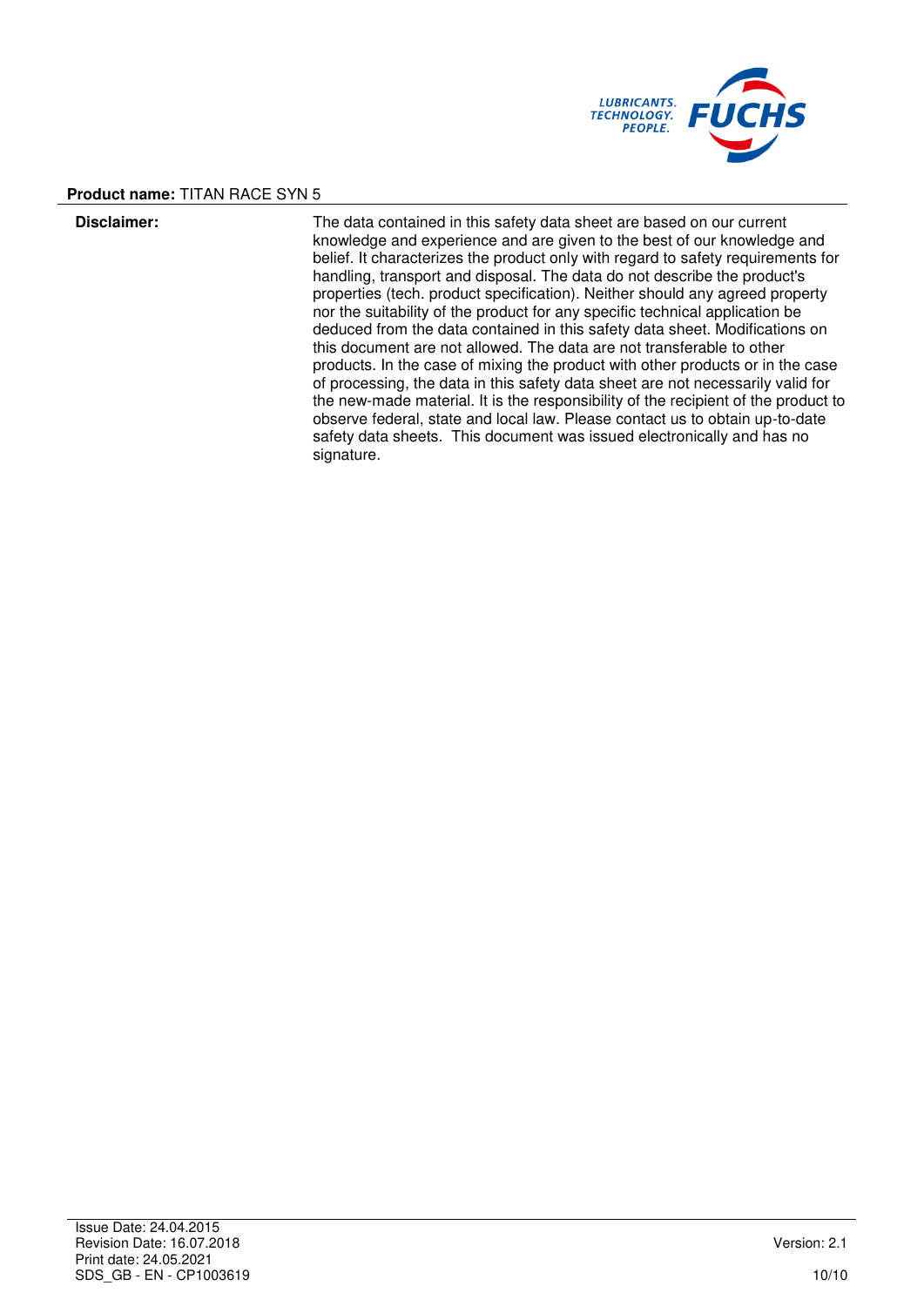**Product name:** TITAN RACE SYN 5

**Disclaimer:** The data contained in this safety data sheet are based on our current knowledge and experience and are given to the best of our knowledge and belief. It characterizes the product only with regard to safety requirements for handling, transport and disposal. The data do not describe the product's properties (tech. product specification). Neither should any agreed property nor the suitability of the product for any specific technical application be deduced from the data contained in this safety data sheet. Modifications on this document are not allowed. The data are not transferable to other products. In the case of mixing the product with other products or in the case of processing, the data in this safety data sheet are not necessarily valid for the new-made material. It is the responsibility of the recipient of the product to observe federal, state and local law. Please contact us to obtain up-to-date safety data sheets. This document was issued electronically and has no signature.